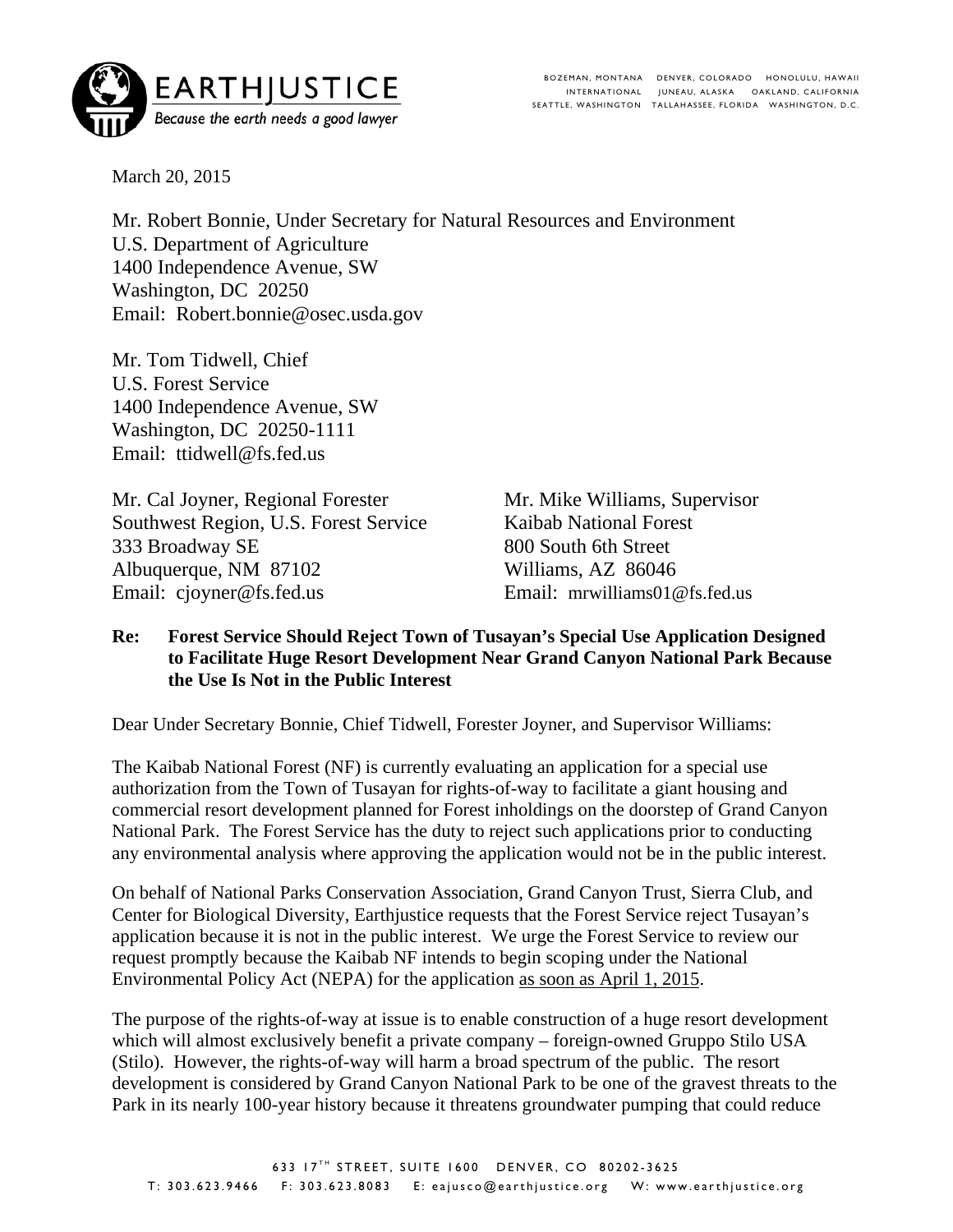EARTHJUSTICE
*Because the earth needs a good lawyer*

BOZEMAN, MONTANA   DENVER, COLORADO   HONOLULU, HAWAII
INTERNATIONAL   JUNEAU, ALASKA   OAKLAND, CALIFORNIA
SEATTLE, WASHINGTON   TALLAHASSEE, FLORIDA   WASHINGTON, D.C.

March 20, 2015

Mr. Robert Bonnie, Under Secretary for Natural Resources and Environment
U.S. Department of Agriculture
1400 Independence Avenue, SW
Washington, DC 20250
Email: Robert.bonnie@osec.usda.gov

Mr. Tom Tidwell, Chief
U.S. Forest Service
1400 Independence Avenue, SW
Washington, DC 20250-1111
Email: ttidwell@fs.fed.us

Mr. Cal Joyner, Regional Forester
Southwest Region, U.S. Forest Service
333 Broadway SE
Albuquerque, NM 87102
Email: cjoyner@fs.fed.us

Mr. Mike Williams, Supervisor
Kaibab National Forest
800 South 6th Street
Williams, AZ 86046
Email: mrwilliams01@fs.fed.us

**Re: Forest Service Should Reject Town of Tusayan's Special Use Application Designed to Facilitate Huge Resort Development Near Grand Canyon National Park Because the Use Is Not in the Public Interest**

Dear Under Secretary Bonnie, Chief Tidwell, Forester Joyner, and Supervisor Williams:

The Kaibab National Forest (NF) is currently evaluating an application for a special use authorization from the Town of Tusayan for rights-of-way to facilitate a giant housing and commercial resort development planned for Forest inholdings on the doorstep of Grand Canyon National Park. The Forest Service has the duty to reject such applications prior to conducting any environmental analysis where approving the application would not be in the public interest.

On behalf of National Parks Conservation Association, Grand Canyon Trust, Sierra Club, and Center for Biological Diversity, Earthjustice requests that the Forest Service reject Tusayan's application because it is not in the public interest. We urge the Forest Service to review our request promptly because the Kaibab NF intends to begin scoping under the National Environmental Policy Act (NEPA) for the application as soon as April 1, 2015.

The purpose of the rights-of-way at issue is to enable construction of a huge resort development which will almost exclusively benefit a private company – foreign-owned Gruppo Stilo USA (Stilo). However, the rights-of-way will harm a broad spectrum of the public. The resort development is considered by Grand Canyon National Park to be one of the gravest threats to the Park in its nearly 100-year history because it threatens groundwater pumping that could reduce

633 17[TH] STREET, SUITE 1600   DENVER, CO 80202-3625
T: 303.623.9466   F: 303.623.8083   E: eajusco@earthjustice.org   W: www.earthjustice.org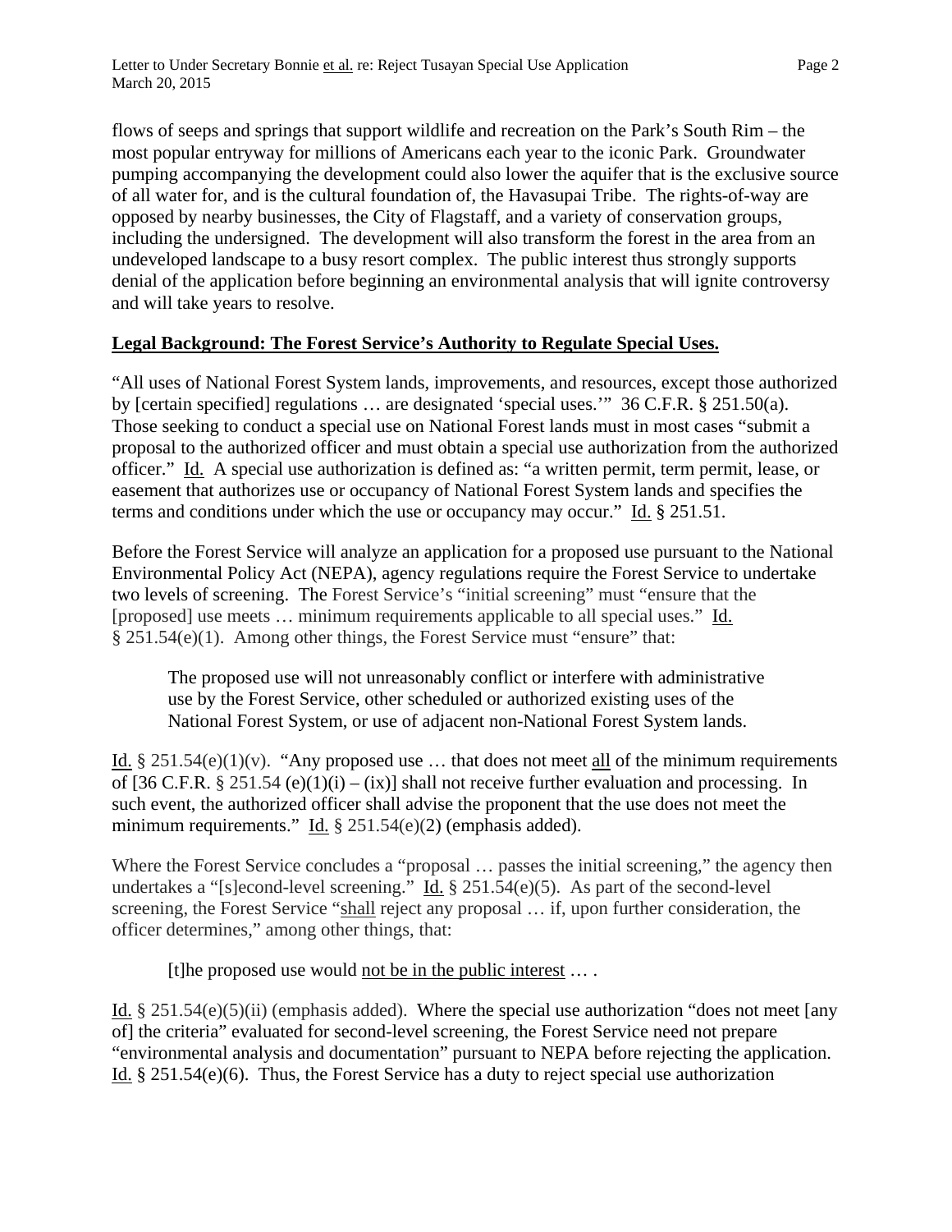flows of seeps and springs that support wildlife and recreation on the Park's South Rim – the most popular entryway for millions of Americans each year to the iconic Park. Groundwater pumping accompanying the development could also lower the aquifer that is the exclusive source of all water for, and is the cultural foundation of, the Havasupai Tribe. The rights-of-way are opposed by nearby businesses, the City of Flagstaff, and a variety of conservation groups, including the undersigned. The development will also transform the forest in the area from an undeveloped landscape to a busy resort complex. The public interest thus strongly supports denial of the application before beginning an environmental analysis that will ignite controversy and will take years to resolve.

**Legal Background: The Forest Service's Authority to Regulate Special Uses.**

"All uses of National Forest System lands, improvements, and resources, except those authorized by [certain specified] regulations … are designated 'special uses.'" 36 C.F.R. § 251.50(a). Those seeking to conduct a special use on National Forest lands must in most cases "submit a proposal to the authorized officer and must obtain a special use authorization from the authorized officer." Id. A special use authorization is defined as: "a written permit, term permit, lease, or easement that authorizes use or occupancy of National Forest System lands and specifies the terms and conditions under which the use or occupancy may occur." Id. § 251.51.

Before the Forest Service will analyze an application for a proposed use pursuant to the National Environmental Policy Act (NEPA), agency regulations require the Forest Service to undertake two levels of screening. The Forest Service's "initial screening" must "ensure that the [proposed] use meets … minimum requirements applicable to all special uses." Id. § 251.54(e)(1). Among other things, the Forest Service must "ensure" that:

> The proposed use will not unreasonably conflict or interfere with administrative use by the Forest Service, other scheduled or authorized existing uses of the National Forest System, or use of adjacent non-National Forest System lands.

Id. § 251.54(e)(1)(v). "Any proposed use … that does not meet all of the minimum requirements of [36 C.F.R. § 251.54 (e)(1)(i) – (ix)] shall not receive further evaluation and processing. In such event, the authorized officer shall advise the proponent that the use does not meet the minimum requirements." Id. § 251.54(e)(2) (emphasis added).

Where the Forest Service concludes a "proposal … passes the initial screening," the agency then undertakes a "[s]econd-level screening." Id. § 251.54(e)(5). As part of the second-level screening, the Forest Service "shall reject any proposal … if, upon further consideration, the officer determines," among other things, that:

> [t]he proposed use would not be in the public interest … .

Id. § 251.54(e)(5)(ii) (emphasis added). Where the special use authorization "does not meet [any of] the criteria" evaluated for second-level screening, the Forest Service need not prepare "environmental analysis and documentation" pursuant to NEPA before rejecting the application. Id. § 251.54(e)(6). Thus, the Forest Service has a duty to reject special use authorization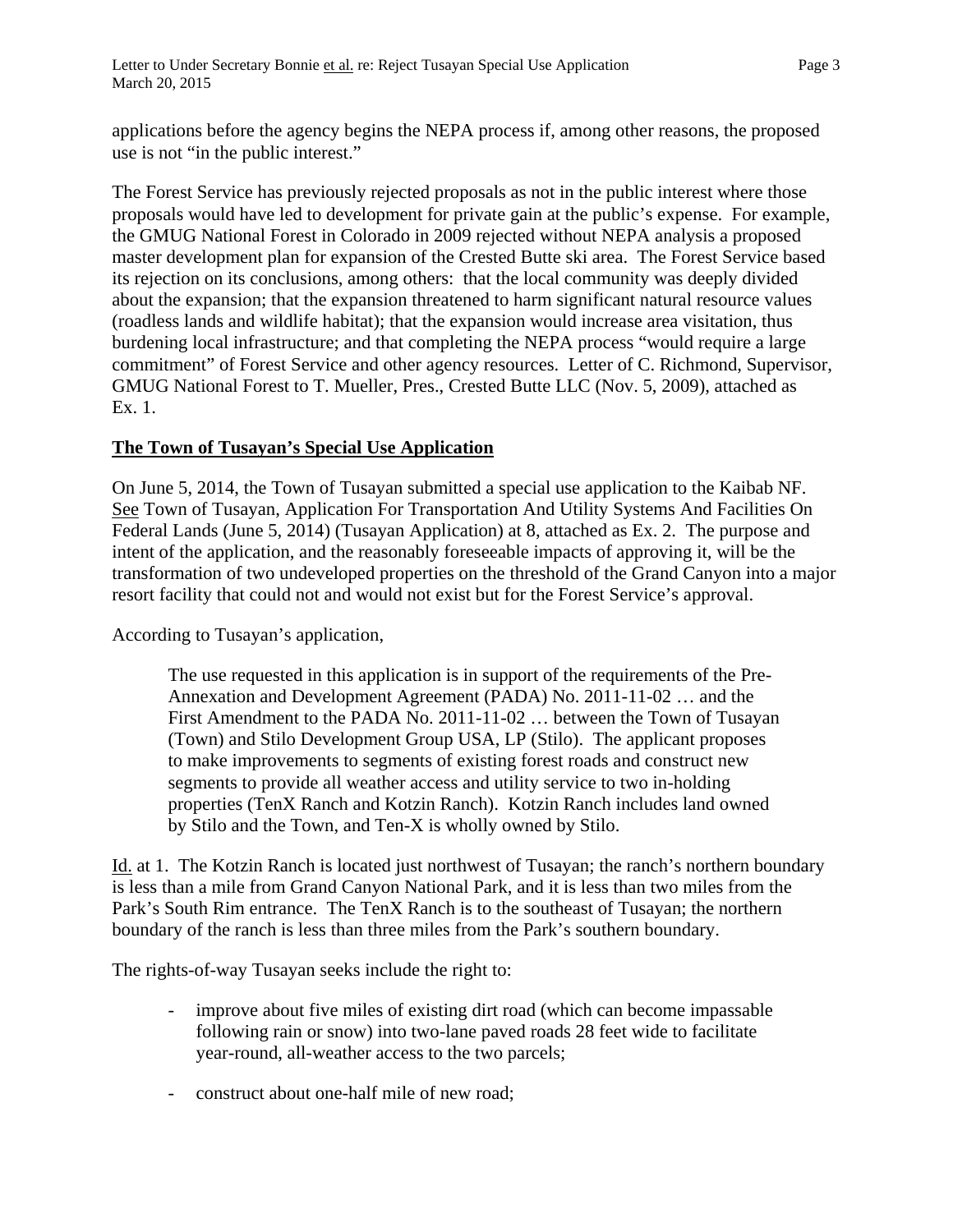applications before the agency begins the NEPA process if, among other reasons, the proposed use is not "in the public interest."

The Forest Service has previously rejected proposals as not in the public interest where those proposals would have led to development for private gain at the public's expense. For example, the GMUG National Forest in Colorado in 2009 rejected without NEPA analysis a proposed master development plan for expansion of the Crested Butte ski area. The Forest Service based its rejection on its conclusions, among others: that the local community was deeply divided about the expansion; that the expansion threatened to harm significant natural resource values (roadless lands and wildlife habitat); that the expansion would increase area visitation, thus burdening local infrastructure; and that completing the NEPA process "would require a large commitment" of Forest Service and other agency resources. Letter of C. Richmond, Supervisor, GMUG National Forest to T. Mueller, Pres., Crested Butte LLC (Nov. 5, 2009), attached as Ex. 1.

**The Town of Tusayan's Special Use Application**

On June 5, 2014, the Town of Tusayan submitted a special use application to the Kaibab NF. See Town of Tusayan, Application For Transportation And Utility Systems And Facilities On Federal Lands (June 5, 2014) (Tusayan Application) at 8, attached as Ex. 2. The purpose and intent of the application, and the reasonably foreseeable impacts of approving it, will be the transformation of two undeveloped properties on the threshold of the Grand Canyon into a major resort facility that could not and would not exist but for the Forest Service's approval.

According to Tusayan's application,

> The use requested in this application is in support of the requirements of the Pre-Annexation and Development Agreement (PADA) No. 2011-11-02 … and the First Amendment to the PADA No. 2011-11-02 … between the Town of Tusayan (Town) and Stilo Development Group USA, LP (Stilo). The applicant proposes to make improvements to segments of existing forest roads and construct new segments to provide all weather access and utility service to two in-holding properties (TenX Ranch and Kotzin Ranch). Kotzin Ranch includes land owned by Stilo and the Town, and Ten-X is wholly owned by Stilo.

Id. at 1. The Kotzin Ranch is located just northwest of Tusayan; the ranch's northern boundary is less than a mile from Grand Canyon National Park, and it is less than two miles from the Park's South Rim entrance. The TenX Ranch is to the southeast of Tusayan; the northern boundary of the ranch is less than three miles from the Park's southern boundary.

The rights-of-way Tusayan seeks include the right to:

- improve about five miles of existing dirt road (which can become impassable following rain or snow) into two-lane paved roads 28 feet wide to facilitate year-round, all-weather access to the two parcels;
- construct about one-half mile of new road;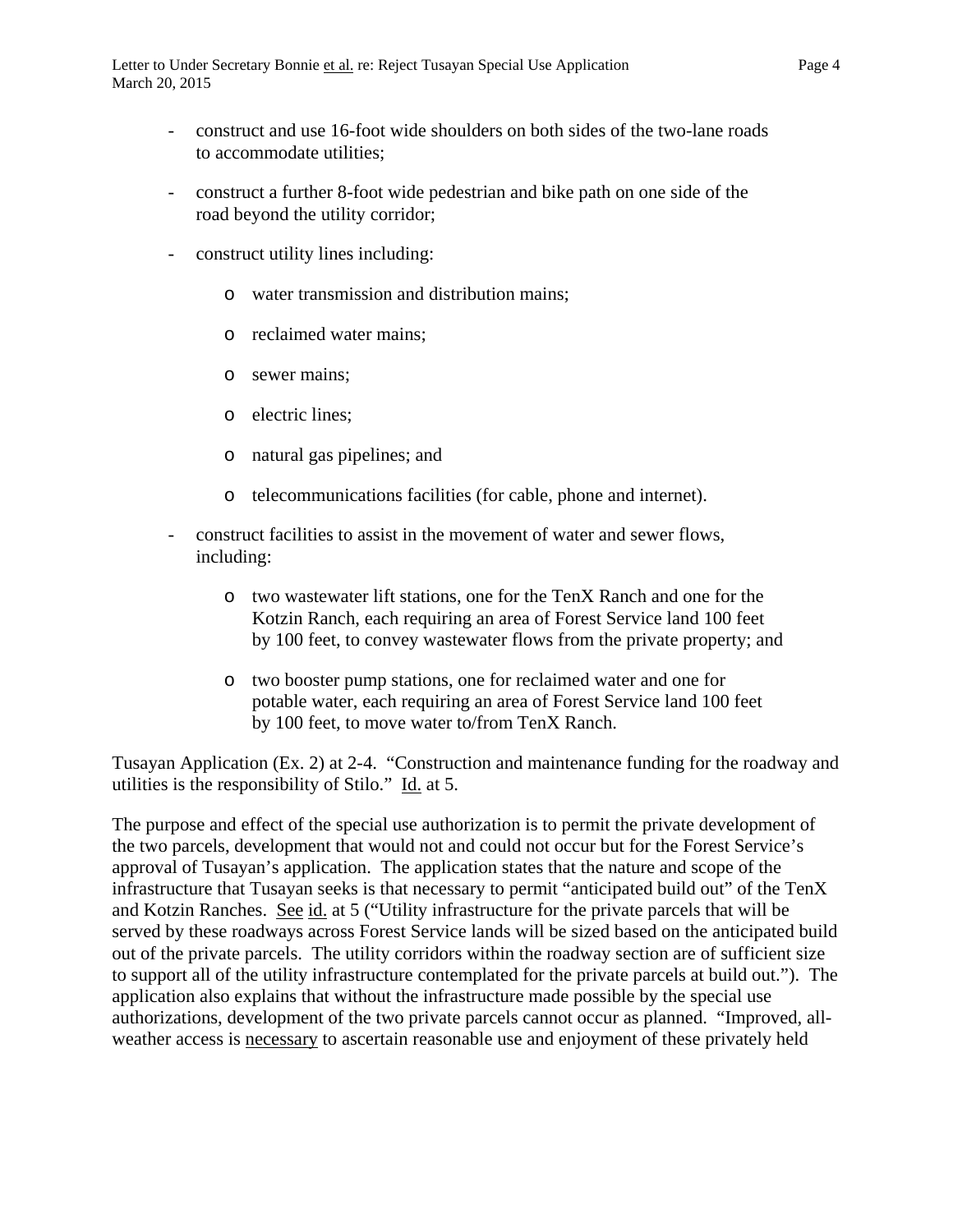- construct and use 16-foot wide shoulders on both sides of the two-lane roads to accommodate utilities;

- construct a further 8-foot wide pedestrian and bike path on one side of the road beyond the utility corridor;

- construct utility lines including:

    - water transmission and distribution mains;
    - reclaimed water mains;
    - sewer mains;
    - electric lines;
    - natural gas pipelines; and
    - telecommunications facilities (for cable, phone and internet).

- construct facilities to assist in the movement of water and sewer flows, including:

    - two wastewater lift stations, one for the TenX Ranch and one for the Kotzin Ranch, each requiring an area of Forest Service land 100 feet by 100 feet, to convey wastewater flows from the private property; and
    - two booster pump stations, one for reclaimed water and one for potable water, each requiring an area of Forest Service land 100 feet by 100 feet, to move water to/from TenX Ranch.

Tusayan Application (Ex. 2) at 2-4. "Construction and maintenance funding for the roadway and utilities is the responsibility of Stilo." Id. at 5.

The purpose and effect of the special use authorization is to permit the private development of the two parcels, development that would not and could not occur but for the Forest Service's approval of Tusayan's application. The application states that the nature and scope of the infrastructure that Tusayan seeks is that necessary to permit "anticipated build out" of the TenX and Kotzin Ranches. See id. at 5 ("Utility infrastructure for the private parcels that will be served by these roadways across Forest Service lands will be sized based on the anticipated build out of the private parcels. The utility corridors within the roadway section are of sufficient size to support all of the utility infrastructure contemplated for the private parcels at build out."). The application also explains that without the infrastructure made possible by the special use authorizations, development of the two private parcels cannot occur as planned. "Improved, all-weather access is necessary to ascertain reasonable use and enjoyment of these privately held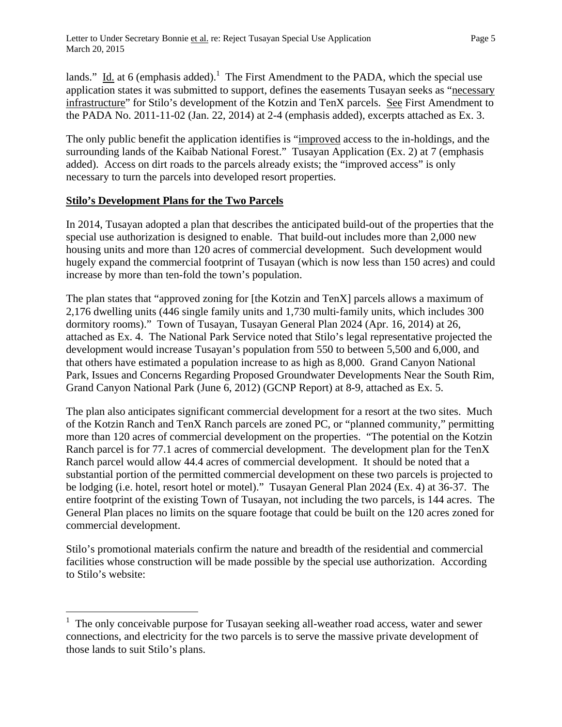lands." Id. at 6 (emphasis added).[1] The First Amendment to the PADA, which the special use application states it was submitted to support, defines the easements Tusayan seeks as "necessary infrastructure" for Stilo's development of the Kotzin and TenX parcels. See First Amendment to the PADA No. 2011-11-02 (Jan. 22, 2014) at 2-4 (emphasis added), excerpts attached as Ex. 3.

The only public benefit the application identifies is "improved access to the in-holdings, and the surrounding lands of the Kaibab National Forest." Tusayan Application (Ex. 2) at 7 (emphasis added). Access on dirt roads to the parcels already exists; the "improved access" is only necessary to turn the parcels into developed resort properties.

**Stilo's Development Plans for the Two Parcels**

In 2014, Tusayan adopted a plan that describes the anticipated build-out of the properties that the special use authorization is designed to enable. That build-out includes more than 2,000 new housing units and more than 120 acres of commercial development. Such development would hugely expand the commercial footprint of Tusayan (which is now less than 150 acres) and could increase by more than ten-fold the town's population.

The plan states that "approved zoning for [the Kotzin and TenX] parcels allows a maximum of 2,176 dwelling units (446 single family units and 1,730 multi-family units, which includes 300 dormitory rooms)." Town of Tusayan, Tusayan General Plan 2024 (Apr. 16, 2014) at 26, attached as Ex. 4. The National Park Service noted that Stilo's legal representative projected the development would increase Tusayan's population from 550 to between 5,500 and 6,000, and that others have estimated a population increase to as high as 8,000. Grand Canyon National Park, Issues and Concerns Regarding Proposed Groundwater Developments Near the South Rim, Grand Canyon National Park (June 6, 2012) (GCNP Report) at 8-9, attached as Ex. 5.

The plan also anticipates significant commercial development for a resort at the two sites. Much of the Kotzin Ranch and TenX Ranch parcels are zoned PC, or "planned community," permitting more than 120 acres of commercial development on the properties. "The potential on the Kotzin Ranch parcel is for 77.1 acres of commercial development. The development plan for the TenX Ranch parcel would allow 44.4 acres of commercial development. It should be noted that a substantial portion of the permitted commercial development on these two parcels is projected to be lodging (i.e. hotel, resort hotel or motel)." Tusayan General Plan 2024 (Ex. 4) at 36-37. The entire footprint of the existing Town of Tusayan, not including the two parcels, is 144 acres. The General Plan places no limits on the square footage that could be built on the 120 acres zoned for commercial development.

Stilo's promotional materials confirm the nature and breadth of the residential and commercial facilities whose construction will be made possible by the special use authorization. According to Stilo's website:

---

[1] The only conceivable purpose for Tusayan seeking all-weather road access, water and sewer connections, and electricity for the two parcels is to serve the massive private development of those lands to suit Stilo's plans.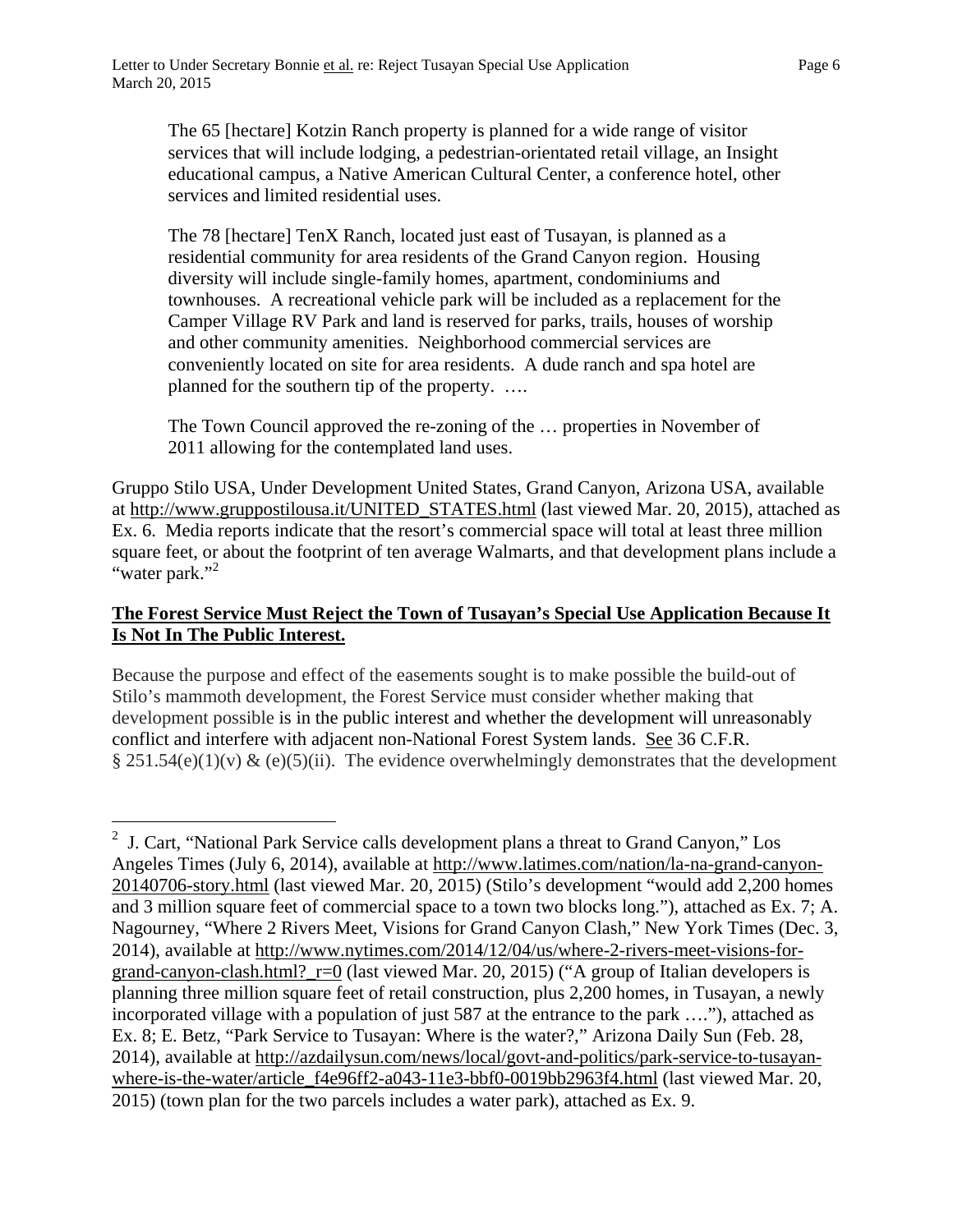> The 65 [hectare] Kotzin Ranch property is planned for a wide range of visitor services that will include lodging, a pedestrian-orientated retail village, an Insight educational campus, a Native American Cultural Center, a conference hotel, other services and limited residential uses.
>
> The 78 [hectare] TenX Ranch, located just east of Tusayan, is planned as a residential community for area residents of the Grand Canyon region. Housing diversity will include single-family homes, apartment, condominiums and townhouses. A recreational vehicle park will be included as a replacement for the Camper Village RV Park and land is reserved for parks, trails, houses of worship and other community amenities. Neighborhood commercial services are conveniently located on site for area residents. A dude ranch and spa hotel are planned for the southern tip of the property. ….
>
> The Town Council approved the re-zoning of the … properties in November of 2011 allowing for the contemplated land uses.

Gruppo Stilo USA, Under Development United States, Grand Canyon, Arizona USA, available at http://www.gruppostilousa.it/UNITED_STATES.html (last viewed Mar. 20, 2015), attached as Ex. 6. Media reports indicate that the resort's commercial space will total at least three million square feet, or about the footprint of ten average Walmarts, and that development plans include a "water park."[2]

**<u>The Forest Service Must Reject the Town of Tusayan's Special Use Application Because It Is Not In The Public Interest.</u>**

Because the purpose and effect of the easements sought is to make possible the build-out of Stilo's mammoth development, the Forest Service must consider whether making that development possible is in the public interest and whether the development will unreasonably conflict and interfere with adjacent non-National Forest System lands. <u>See</u> 36 C.F.R. § 251.54(e)(1)(v) & (e)(5)(ii). The evidence overwhelmingly demonstrates that the development

---

[2] J. Cart, "National Park Service calls development plans a threat to Grand Canyon," Los Angeles Times (July 6, 2014), available at http://www.latimes.com/nation/la-na-grand-canyon-20140706-story.html (last viewed Mar. 20, 2015) (Stilo's development "would add 2,200 homes and 3 million square feet of commercial space to a town two blocks long."), attached as Ex. 7; A. Nagourney, "Where 2 Rivers Meet, Visions for Grand Canyon Clash," New York Times (Dec. 3, 2014), available at http://www.nytimes.com/2014/12/04/us/where-2-rivers-meet-visions-for-grand-canyon-clash.html?_r=0 (last viewed Mar. 20, 2015) ("A group of Italian developers is planning three million square feet of retail construction, plus 2,200 homes, in Tusayan, a newly incorporated village with a population of just 587 at the entrance to the park …."), attached as Ex. 8; E. Betz, "Park Service to Tusayan: Where is the water?," Arizona Daily Sun (Feb. 28, 2014), available at http://azdailysun.com/news/local/govt-and-politics/park-service-to-tusayan-where-is-the-water/article_f4e96ff2-a043-11e3-bbf0-0019bb2963f4.html (last viewed Mar. 20, 2015) (town plan for the two parcels includes a water park), attached as Ex. 9.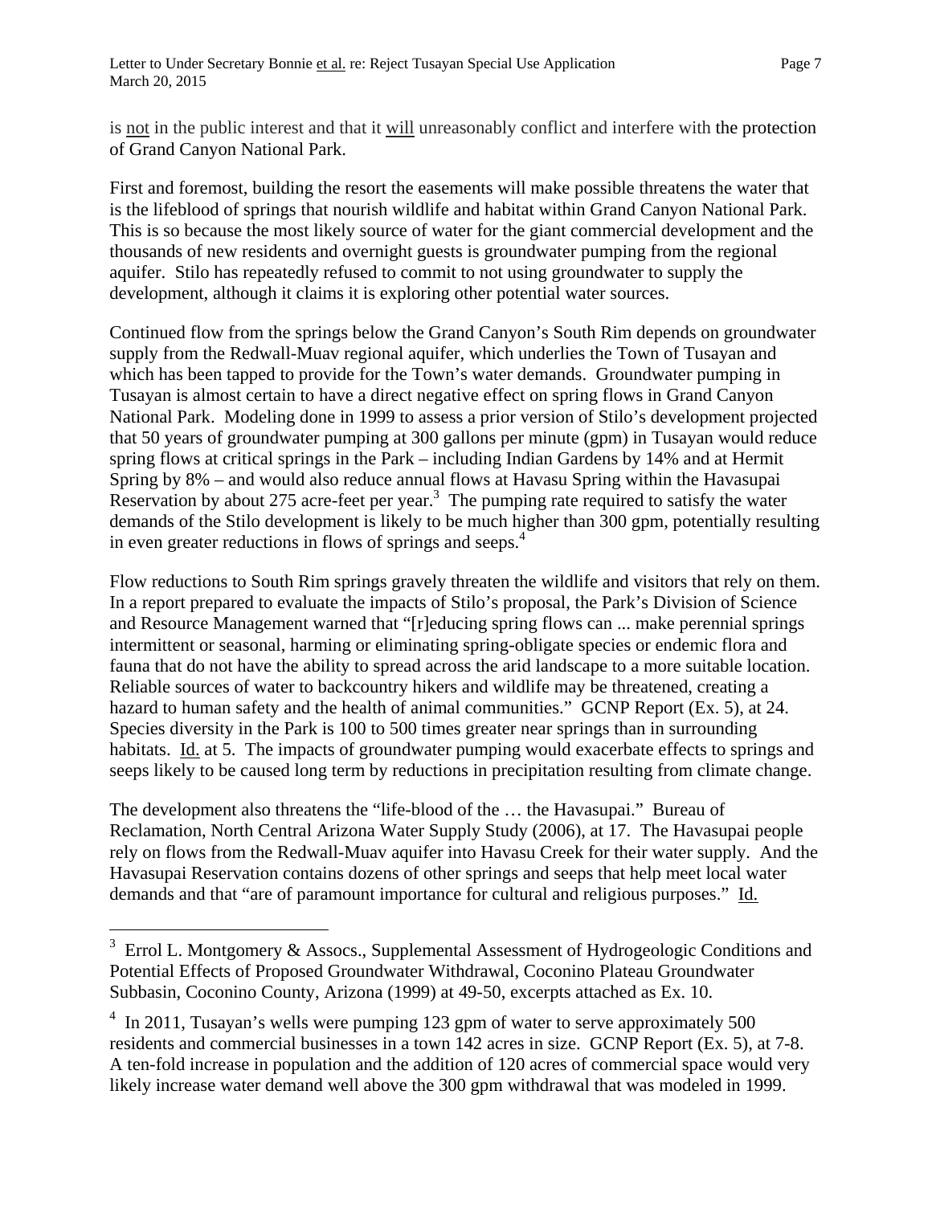is not in the public interest and that it will unreasonably conflict and interfere with the protection of Grand Canyon National Park.

First and foremost, building the resort the easements will make possible threatens the water that is the lifeblood of springs that nourish wildlife and habitat within Grand Canyon National Park. This is so because the most likely source of water for the giant commercial development and the thousands of new residents and overnight guests is groundwater pumping from the regional aquifer. Stilo has repeatedly refused to commit to not using groundwater to supply the development, although it claims it is exploring other potential water sources.

Continued flow from the springs below the Grand Canyon's South Rim depends on groundwater supply from the Redwall-Muav regional aquifer, which underlies the Town of Tusayan and which has been tapped to provide for the Town's water demands. Groundwater pumping in Tusayan is almost certain to have a direct negative effect on spring flows in Grand Canyon National Park. Modeling done in 1999 to assess a prior version of Stilo's development projected that 50 years of groundwater pumping at 300 gallons per minute (gpm) in Tusayan would reduce spring flows at critical springs in the Park – including Indian Gardens by 14% and at Hermit Spring by 8% – and would also reduce annual flows at Havasu Spring within the Havasupai Reservation by about 275 acre-feet per year.[3] The pumping rate required to satisfy the water demands of the Stilo development is likely to be much higher than 300 gpm, potentially resulting in even greater reductions in flows of springs and seeps.[4]

Flow reductions to South Rim springs gravely threaten the wildlife and visitors that rely on them. In a report prepared to evaluate the impacts of Stilo's proposal, the Park's Division of Science and Resource Management warned that "[r]educing spring flows can ... make perennial springs intermittent or seasonal, harming or eliminating spring-obligate species or endemic flora and fauna that do not have the ability to spread across the arid landscape to a more suitable location. Reliable sources of water to backcountry hikers and wildlife may be threatened, creating a hazard to human safety and the health of animal communities." GCNP Report (Ex. 5), at 24. Species diversity in the Park is 100 to 500 times greater near springs than in surrounding habitats. Id. at 5. The impacts of groundwater pumping would exacerbate effects to springs and seeps likely to be caused long term by reductions in precipitation resulting from climate change.

The development also threatens the "life-blood of the … the Havasupai." Bureau of Reclamation, North Central Arizona Water Supply Study (2006), at 17. The Havasupai people rely on flows from the Redwall-Muav aquifer into Havasu Creek for their water supply. And the Havasupai Reservation contains dozens of other springs and seeps that help meet local water demands and that "are of paramount importance for cultural and religious purposes." Id.

---

[3] Errol L. Montgomery & Assocs., Supplemental Assessment of Hydrogeologic Conditions and Potential Effects of Proposed Groundwater Withdrawal, Coconino Plateau Groundwater Subbasin, Coconino County, Arizona (1999) at 49-50, excerpts attached as Ex. 10.

[4] In 2011, Tusayan's wells were pumping 123 gpm of water to serve approximately 500 residents and commercial businesses in a town 142 acres in size. GCNP Report (Ex. 5), at 7-8. A ten-fold increase in population and the addition of 120 acres of commercial space would very likely increase water demand well above the 300 gpm withdrawal that was modeled in 1999.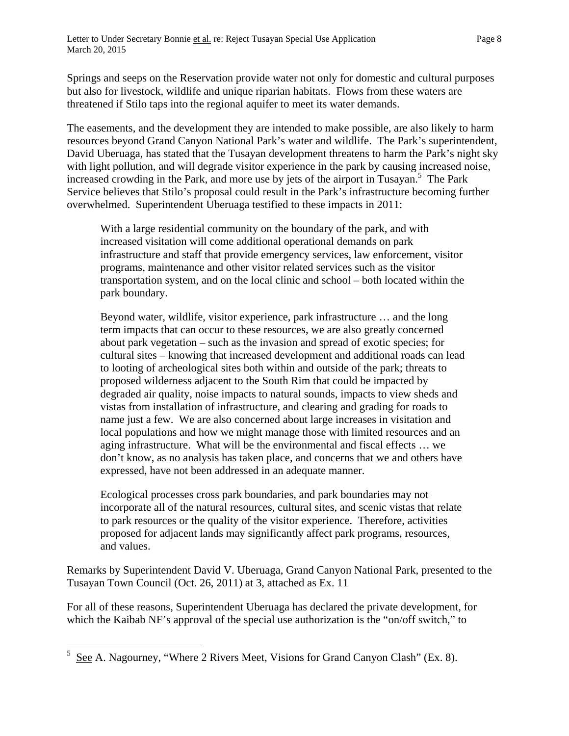Springs and seeps on the Reservation provide water not only for domestic and cultural purposes but also for livestock, wildlife and unique riparian habitats. Flows from these waters are threatened if Stilo taps into the regional aquifer to meet its water demands.

The easements, and the development they are intended to make possible, are also likely to harm resources beyond Grand Canyon National Park's water and wildlife. The Park's superintendent, David Uberuaga, has stated that the Tusayan development threatens to harm the Park's night sky with light pollution, and will degrade visitor experience in the park by causing increased noise, increased crowding in the Park, and more use by jets of the airport in Tusayan.[5] The Park Service believes that Stilo's proposal could result in the Park's infrastructure becoming further overwhelmed. Superintendent Uberuaga testified to these impacts in 2011:

> With a large residential community on the boundary of the park, and with increased visitation will come additional operational demands on park infrastructure and staff that provide emergency services, law enforcement, visitor programs, maintenance and other visitor related services such as the visitor transportation system, and on the local clinic and school – both located within the park boundary.
>
> Beyond water, wildlife, visitor experience, park infrastructure … and the long term impacts that can occur to these resources, we are also greatly concerned about park vegetation – such as the invasion and spread of exotic species; for cultural sites – knowing that increased development and additional roads can lead to looting of archeological sites both within and outside of the park; threats to proposed wilderness adjacent to the South Rim that could be impacted by degraded air quality, noise impacts to natural sounds, impacts to view sheds and vistas from installation of infrastructure, and clearing and grading for roads to name just a few. We are also concerned about large increases in visitation and local populations and how we might manage those with limited resources and an aging infrastructure. What will be the environmental and fiscal effects … we don't know, as no analysis has taken place, and concerns that we and others have expressed, have not been addressed in an adequate manner.
>
> Ecological processes cross park boundaries, and park boundaries may not incorporate all of the natural resources, cultural sites, and scenic vistas that relate to park resources or the quality of the visitor experience. Therefore, activities proposed for adjacent lands may significantly affect park programs, resources, and values.

Remarks by Superintendent David V. Uberuaga, Grand Canyon National Park, presented to the Tusayan Town Council (Oct. 26, 2011) at 3, attached as Ex. 11

For all of these reasons, Superintendent Uberuaga has declared the private development, for which the Kaibab NF's approval of the special use authorization is the "on/off switch," to

---

[5] See A. Nagourney, "Where 2 Rivers Meet, Visions for Grand Canyon Clash" (Ex. 8).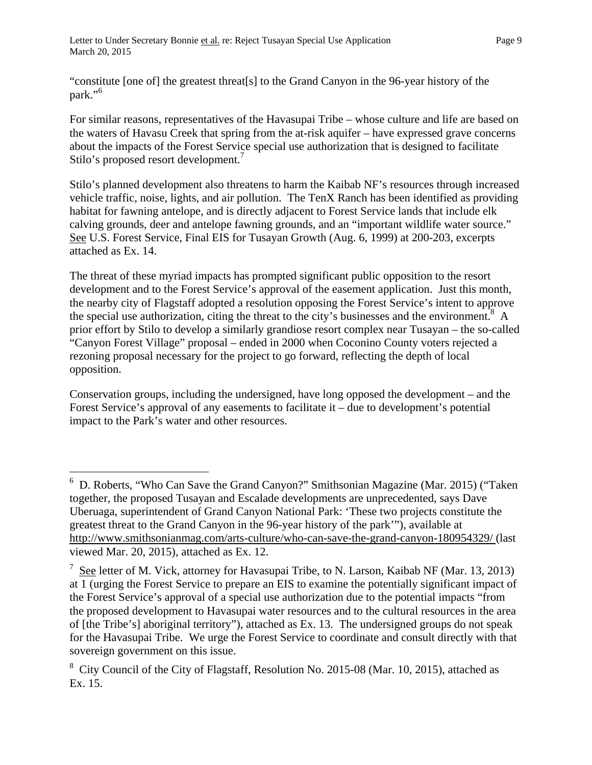"constitute [one of] the greatest threat[s] to the Grand Canyon in the 96-year history of the park."[6]

For similar reasons, representatives of the Havasupai Tribe – whose culture and life are based on the waters of Havasu Creek that spring from the at-risk aquifer – have expressed grave concerns about the impacts of the Forest Service special use authorization that is designed to facilitate Stilo's proposed resort development.[7]

Stilo's planned development also threatens to harm the Kaibab NF's resources through increased vehicle traffic, noise, lights, and air pollution. The TenX Ranch has been identified as providing habitat for fawning antelope, and is directly adjacent to Forest Service lands that include elk calving grounds, deer and antelope fawning grounds, and an "important wildlife water source." See U.S. Forest Service, Final EIS for Tusayan Growth (Aug. 6, 1999) at 200-203, excerpts attached as Ex. 14.

The threat of these myriad impacts has prompted significant public opposition to the resort development and to the Forest Service's approval of the easement application. Just this month, the nearby city of Flagstaff adopted a resolution opposing the Forest Service's intent to approve the special use authorization, citing the threat to the city's businesses and the environment.[8] A prior effort by Stilo to develop a similarly grandiose resort complex near Tusayan – the so-called "Canyon Forest Village" proposal – ended in 2000 when Coconino County voters rejected a rezoning proposal necessary for the project to go forward, reflecting the depth of local opposition.

Conservation groups, including the undersigned, have long opposed the development – and the Forest Service's approval of any easements to facilitate it – due to development's potential impact to the Park's water and other resources.

---

[6] D. Roberts, "Who Can Save the Grand Canyon?" Smithsonian Magazine (Mar. 2015) ("Taken together, the proposed Tusayan and Escalade developments are unprecedented, says Dave Uberuaga, superintendent of Grand Canyon National Park: 'These two projects constitute the greatest threat to the Grand Canyon in the 96-year history of the park'"), available at http://www.smithsonianmag.com/arts-culture/who-can-save-the-grand-canyon-180954329/ (last viewed Mar. 20, 2015), attached as Ex. 12.

[7] See letter of M. Vick, attorney for Havasupai Tribe, to N. Larson, Kaibab NF (Mar. 13, 2013) at 1 (urging the Forest Service to prepare an EIS to examine the potentially significant impact of the Forest Service's approval of a special use authorization due to the potential impacts "from the proposed development to Havasupai water resources and to the cultural resources in the area of [the Tribe's] aboriginal territory"), attached as Ex. 13. The undersigned groups do not speak for the Havasupai Tribe. We urge the Forest Service to coordinate and consult directly with that sovereign government on this issue.

[8] City Council of the City of Flagstaff, Resolution No. 2015-08 (Mar. 10, 2015), attached as Ex. 15.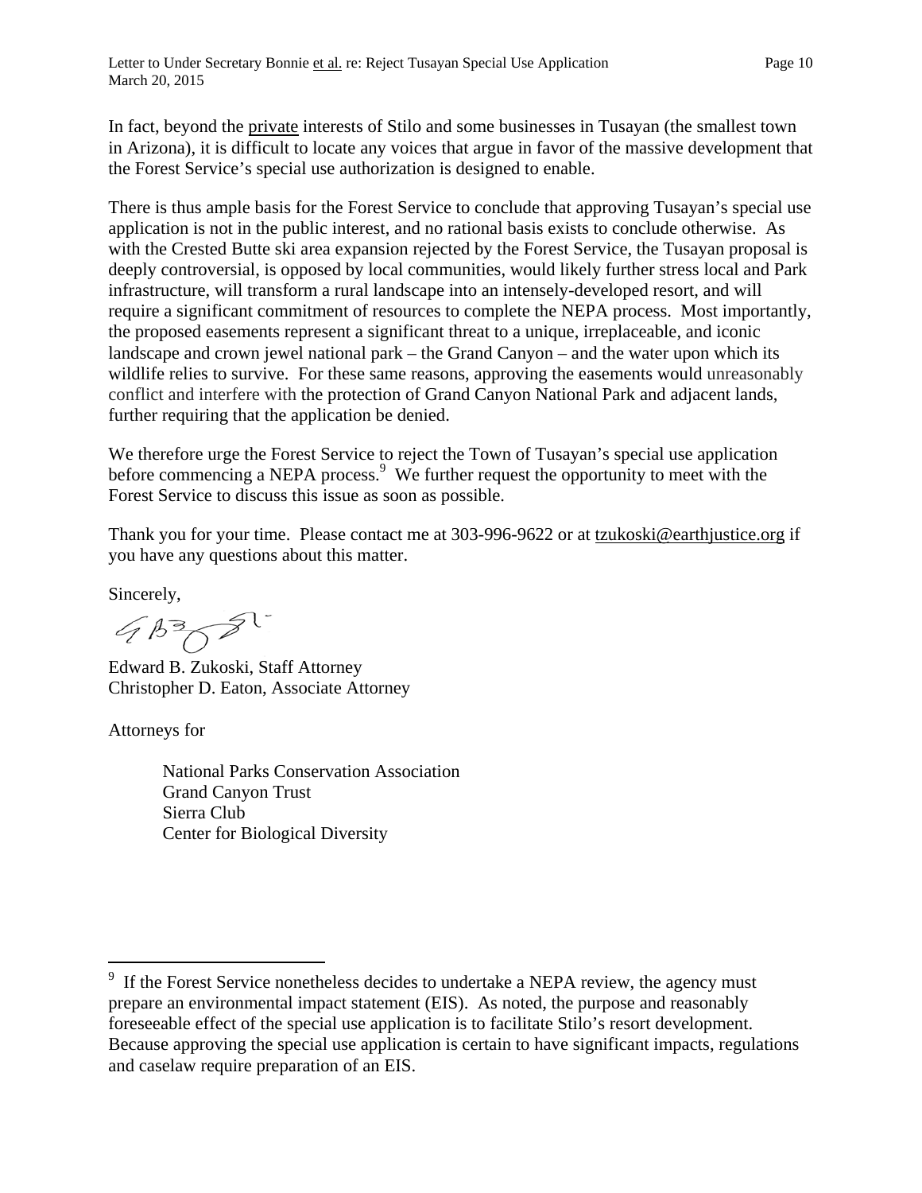In fact, beyond the private interests of Stilo and some businesses in Tusayan (the smallest town in Arizona), it is difficult to locate any voices that argue in favor of the massive development that the Forest Service's special use authorization is designed to enable.

There is thus ample basis for the Forest Service to conclude that approving Tusayan's special use application is not in the public interest, and no rational basis exists to conclude otherwise. As with the Crested Butte ski area expansion rejected by the Forest Service, the Tusayan proposal is deeply controversial, is opposed by local communities, would likely further stress local and Park infrastructure, will transform a rural landscape into an intensely-developed resort, and will require a significant commitment of resources to complete the NEPA process. Most importantly, the proposed easements represent a significant threat to a unique, irreplaceable, and iconic landscape and crown jewel national park – the Grand Canyon – and the water upon which its wildlife relies to survive. For these same reasons, approving the easements would unreasonably conflict and interfere with the protection of Grand Canyon National Park and adjacent lands, further requiring that the application be denied.

We therefore urge the Forest Service to reject the Town of Tusayan's special use application before commencing a NEPA process.[9] We further request the opportunity to meet with the Forest Service to discuss this issue as soon as possible.

Thank you for your time. Please contact me at 303-996-9622 or at tzukoski@earthjustice.org if you have any questions about this matter.

Sincerely,

Edward B. Zukoski, Staff Attorney
Christopher D. Eaton, Associate Attorney

Attorneys for

National Parks Conservation Association
Grand Canyon Trust
Sierra Club
Center for Biological Diversity

[9] If the Forest Service nonetheless decides to undertake a NEPA review, the agency must prepare an environmental impact statement (EIS). As noted, the purpose and reasonably foreseeable effect of the special use application is to facilitate Stilo's resort development. Because approving the special use application is certain to have significant impacts, regulations and caselaw require preparation of an EIS.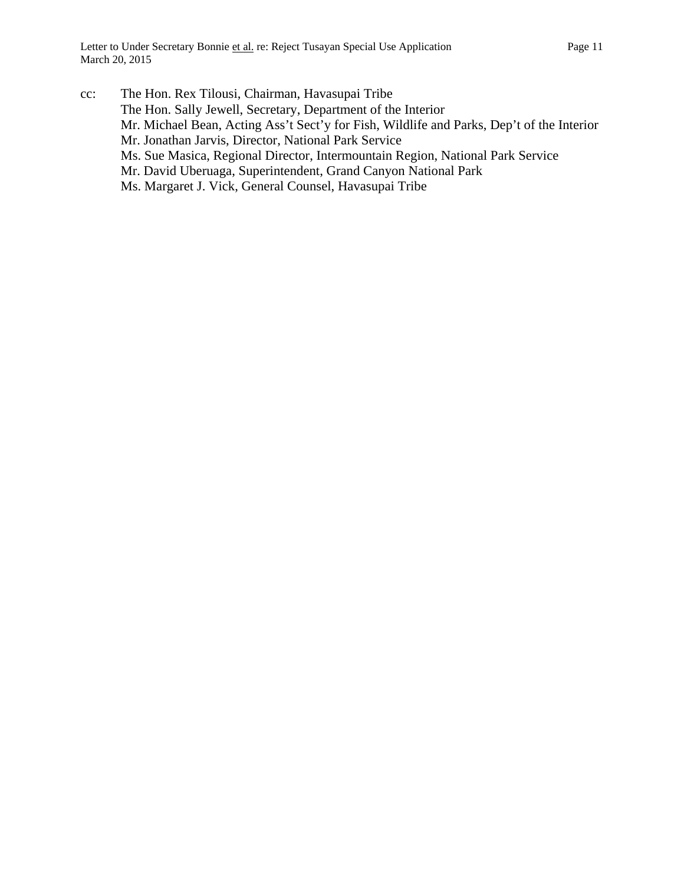cc: The Hon. Rex Tilousi, Chairman, Havasupai Tribe
The Hon. Sally Jewell, Secretary, Department of the Interior
Mr. Michael Bean, Acting Ass't Sect'y for Fish, Wildlife and Parks, Dep't of the Interior
Mr. Jonathan Jarvis, Director, National Park Service
Ms. Sue Masica, Regional Director, Intermountain Region, National Park Service
Mr. David Uberuaga, Superintendent, Grand Canyon National Park
Ms. Margaret J. Vick, General Counsel, Havasupai Tribe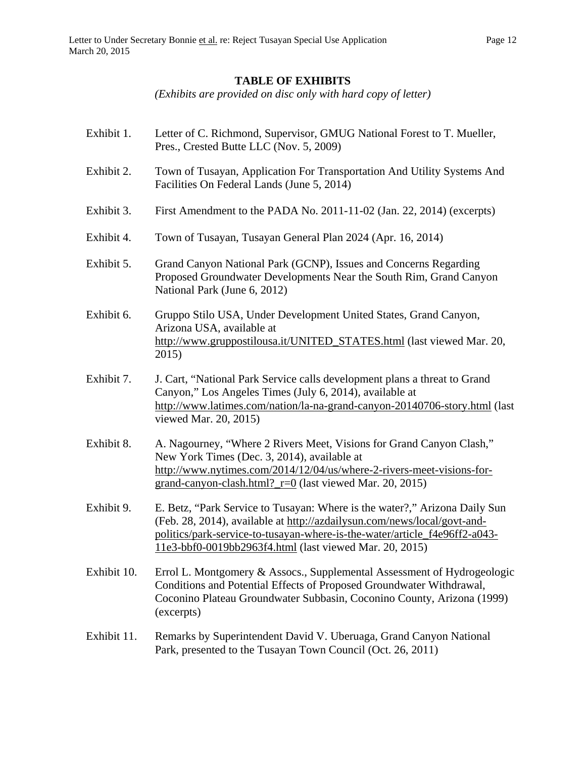## TABLE OF EXHIBITS

*(Exhibits are provided on disc only with hard copy of letter)*

Exhibit 1. Letter of C. Richmond, Supervisor, GMUG National Forest to T. Mueller, Pres., Crested Butte LLC (Nov. 5, 2009)

Exhibit 2. Town of Tusayan, Application For Transportation And Utility Systems And Facilities On Federal Lands (June 5, 2014)

Exhibit 3. First Amendment to the PADA No. 2011-11-02 (Jan. 22, 2014) (excerpts)

Exhibit 4. Town of Tusayan, Tusayan General Plan 2024 (Apr. 16, 2014)

Exhibit 5. Grand Canyon National Park (GCNP), Issues and Concerns Regarding Proposed Groundwater Developments Near the South Rim, Grand Canyon National Park (June 6, 2012)

Exhibit 6. Gruppo Stilo USA, Under Development United States, Grand Canyon, Arizona USA, available at http://www.gruppostilousa.it/UNITED_STATES.html (last viewed Mar. 20, 2015)

Exhibit 7. J. Cart, "National Park Service calls development plans a threat to Grand Canyon," Los Angeles Times (July 6, 2014), available at http://www.latimes.com/nation/la-na-grand-canyon-20140706-story.html (last viewed Mar. 20, 2015)

Exhibit 8. A. Nagourney, "Where 2 Rivers Meet, Visions for Grand Canyon Clash," New York Times (Dec. 3, 2014), available at http://www.nytimes.com/2014/12/04/us/where-2-rivers-meet-visions-for-grand-canyon-clash.html?_r=0 (last viewed Mar. 20, 2015)

Exhibit 9. E. Betz, "Park Service to Tusayan: Where is the water?," Arizona Daily Sun (Feb. 28, 2014), available at http://azdailysun.com/news/local/govt-and-politics/park-service-to-tusayan-where-is-the-water/article_f4e96ff2-a043-11e3-bbf0-0019bb2963f4.html (last viewed Mar. 20, 2015)

Exhibit 10. Errol L. Montgomery & Assocs., Supplemental Assessment of Hydrogeologic Conditions and Potential Effects of Proposed Groundwater Withdrawal, Coconino Plateau Groundwater Subbasin, Coconino County, Arizona (1999) (excerpts)

Exhibit 11. Remarks by Superintendent David V. Uberuaga, Grand Canyon National Park, presented to the Tusayan Town Council (Oct. 26, 2011)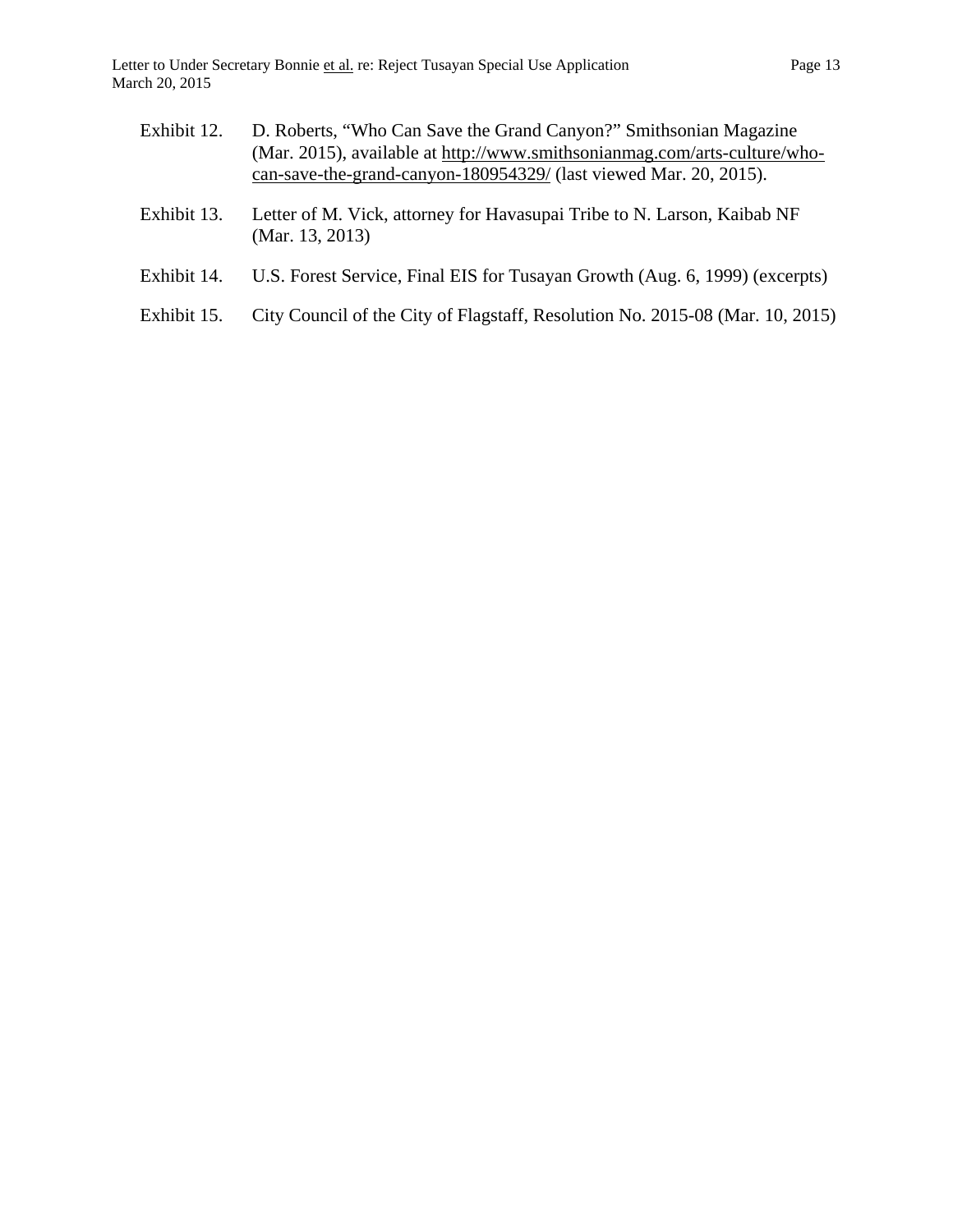Exhibit 12. D. Roberts, "Who Can Save the Grand Canyon?" Smithsonian Magazine (Mar. 2015), available at http://www.smithsonianmag.com/arts-culture/who-can-save-the-grand-canyon-180954329/ (last viewed Mar. 20, 2015).

Exhibit 13. Letter of M. Vick, attorney for Havasupai Tribe to N. Larson, Kaibab NF (Mar. 13, 2013)

Exhibit 14. U.S. Forest Service, Final EIS for Tusayan Growth (Aug. 6, 1999) (excerpts)

Exhibit 15. City Council of the City of Flagstaff, Resolution No. 2015-08 (Mar. 10, 2015)